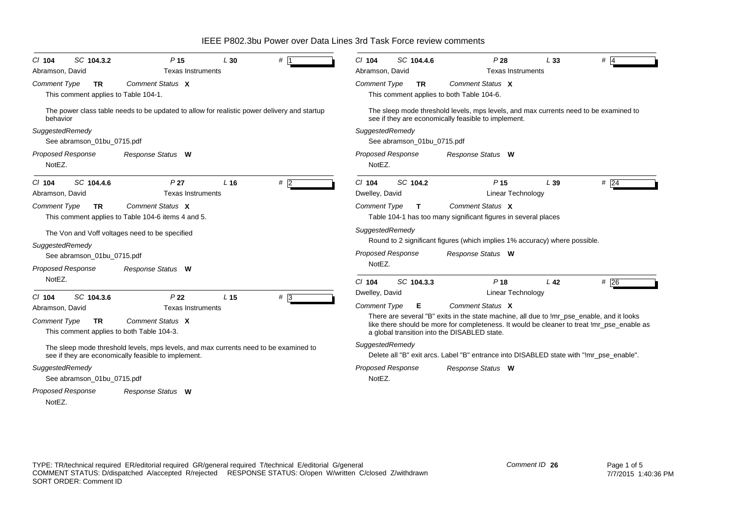# IEEE P802.3bu Power over Data Lines 3rd Task Force review comments

---

*Cl* **104** *SC* **104.3.2** *P* **15** *L* **30** *#* **1**

Abramson, David — Texas Instruments

*Comment Type* **TR** *Comment Status* **X**

This comment applies to Table 104-1.

The power class table needs to be updated to allow for realistic power delivery and startup behavior

*SuggestedRemedy*

See abramson_01bu_0715.pdf

*Proposed Response* *Response Status* **W**

NotEZ.

---

*Cl* **104** *SC* **104.4.6** *P* **27** *L* **16** *#* **2**

Abramson, David — Texas Instruments

*Comment Type* **TR** *Comment Status* **X**

This comment applies to Table 104-6 items 4 and 5.

The Von and Voff voltages need to be specified

*SuggestedRemedy*

See abramson_01bu_0715.pdf

*Proposed Response* *Response Status* **W**

NotEZ.

---

*Cl* **104** *SC* **104.3.6** *P* **22** *L* **15** *#* **3**

Abramson, David — Texas Instruments

*Comment Type* **TR** *Comment Status* **X**

This comment applies to both Table 104-3.

The sleep mode threshold levels, mps levels, and max currents need to be examined to see if they are economically feasible to implement.

*SuggestedRemedy*

See abramson_01bu_0715.pdf

*Proposed Response* *Response Status* **W**

NotEZ.

---

*Cl* **104** *SC* **104.4.6** *P* **28** *L* **33** *#* **4**

Abramson, David — Texas Instruments

*Comment Type* **TR** *Comment Status* **X**

This comment applies to both Table 104-6.

The sleep mode threshold levels, mps levels, and max currents need to be examined to see if they are economically feasible to implement.

*SuggestedRemedy*

See abramson_01bu_0715.pdf

*Proposed Response* *Response Status* **W**

NotEZ.

---

*Cl* **104** *SC* **104.2** *P* **15** *L* **39** *#* **24**

Dwelley, David — Linear Technology

*Comment Type* **T** *Comment Status* **X**

Table 104-1 has too many significant figures in several places

*SuggestedRemedy*

Round to 2 significant figures (which implies 1% accuracy) where possible.

*Proposed Response* *Response Status* **W**

NotEZ.

---

*Cl* **104** *SC* **104.3.3** *P* **18** *L* **42** *#* **26**

Dwelley, David — Linear Technology

*Comment Type* **E** *Comment Status* **X**

There are several "B" exits in the state machine, all due to !mr_pse_enable, and it looks like there should be more for completeness. It would be cleaner to treat !mr_pse_enable as a global transition into the DISABLED state.

*SuggestedRemedy*

Delete all "B" exit arcs. Label "B" entrance into DISABLED state with "!mr_pse_enable".

*Proposed Response* *Response Status* **W**

NotEZ.

---

TYPE: TR/technical required ER/editorial required GR/general required T/technical E/editorial G/general
COMMENT STATUS: D/dispatched A/accepted R/rejected RESPONSE STATUS: O/open W/written C/closed Z/withdrawn
SORT ORDER: Comment ID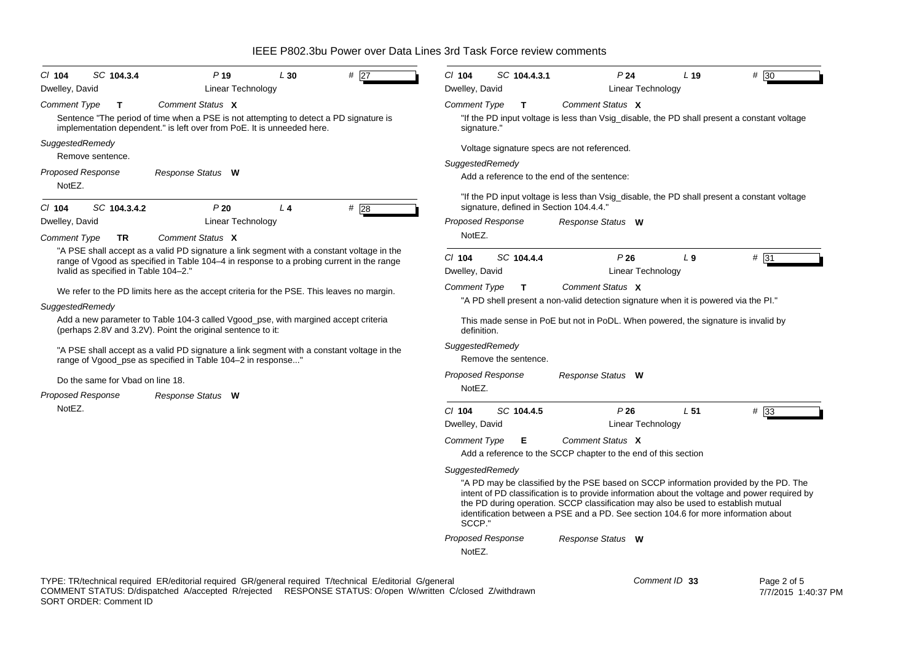**Cl** 104 **SC** 104.3.4 **P** 19 **L** 30 **#** 27
Dwelley, David — Linear Technology

*Comment Type* **T** *Comment Status* **X**

Sentence "The period of time when a PSE is not attempting to detect a PD signature is implementation dependent." is left over from PoE. It is unneeded here.

*SuggestedRemedy*

Remove sentence.

*Proposed Response* *Response Status* **W**

NotEZ.

---

**Cl** 104 **SC** 104.3.4.2 **P** 20 **L** 4 **#** 28
Dwelley, David — Linear Technology

*Comment Type* **TR** *Comment Status* **X**

"A PSE shall accept as a valid PD signature a link segment with a constant voltage in the range of Vgood as specified in Table 104–4 in response to a probing current in the range Ivalid as specified in Table 104–2."

We refer to the PD limits here as the accept criteria for the PSE. This leaves no margin.

*SuggestedRemedy*

Add a new parameter to Table 104-3 called Vgood_pse, with margined accept criteria (perhaps 2.8V and 3.2V). Point the original sentence to it:

"A PSE shall accept as a valid PD signature a link segment with a constant voltage in the range of Vgood_pse as specified in Table 104–2 in response..."

Do the same for Vbad on line 18.

*Proposed Response* *Response Status* **W**

NotEZ.

---

**Cl** 104 **SC** 104.4.3.1 **P** 24 **L** 19 **#** 30
Dwelley, David — Linear Technology

*Comment Type* **T** *Comment Status* **X**

"If the PD input voltage is less than Vsig_disable, the PD shall present a constant voltage signature."

Voltage signature specs are not referenced.

*SuggestedRemedy*

Add a reference to the end of the sentence:

"If the PD input voltage is less than Vsig_disable, the PD shall present a constant voltage signature, defined in Section 104.4.4."

*Proposed Response* *Response Status* **W**

NotEZ.

---

**Cl** 104 **SC** 104.4.4 **P** 26 **L** 9 **#** 31
Dwelley, David — Linear Technology

*Comment Type* **T** *Comment Status* **X**

"A PD shell present a non-valid detection signature when it is powered via the PI."

This made sense in PoE but not in PoDL. When powered, the signature is invalid by definition.

*SuggestedRemedy*

Remove the sentence.

*Proposed Response* *Response Status* **W**

NotEZ.

---

**Cl** 104 **SC** 104.4.5 **P** 26 **L** 51 **#** 33
Dwelley, David — Linear Technology

*Comment Type* **E** *Comment Status* **X**

Add a reference to the SCCP chapter to the end of this section

*SuggestedRemedy*

"A PD may be classified by the PSE based on SCCP information provided by the PD. The intent of PD classification is to provide information about the voltage and power required by the PD during operation. SCCP classification may also be used to establish mutual identification between a PSE and a PD. See section 104.6 for more information about SCCP."

*Proposed Response* *Response Status* **W**

NotEZ.

---

TYPE: TR/technical required ER/editorial required GR/general required T/technical E/editorial G/general
COMMENT STATUS: D/dispatched A/accepted R/rejected RESPONSE STATUS: O/open W/written C/closed Z/withdrawn
SORT ORDER: Comment ID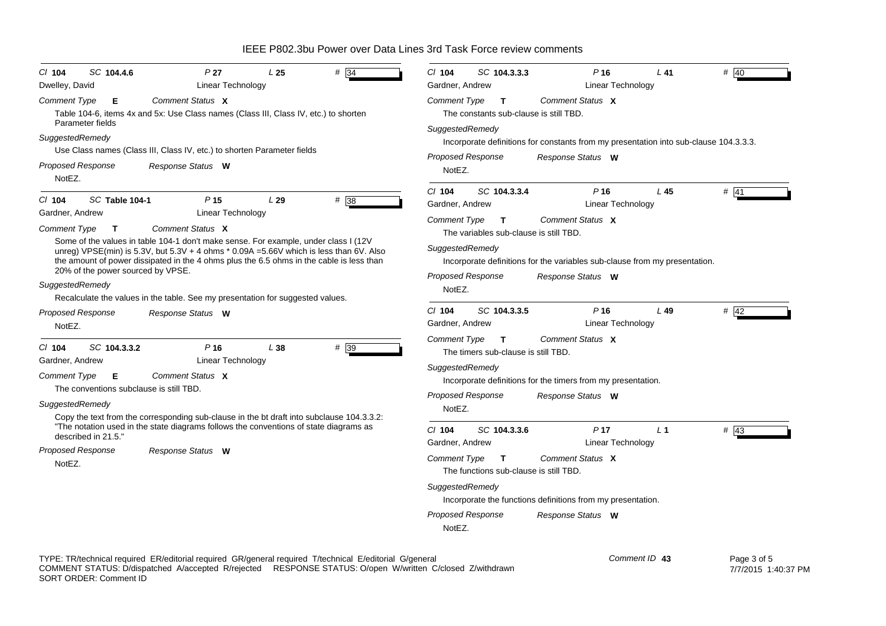**Cl 104 SC 104.4.6 P 27 L 25 # 34**
Dwelley, David — Linear Technology

*Comment Type* **E** *Comment Status* **X**

Table 104-6, items 4x and 5x: Use Class names (Class III, Class IV, etc.) to shorten Parameter fields

*SuggestedRemedy*

Use Class names (Class III, Class IV, etc.) to shorten Parameter fields

*Proposed Response* *Response Status* **W**

NotEZ.

---

**Cl 104 SC Table 104-1 P 15 L 29 # 38**
Gardner, Andrew — Linear Technology

*Comment Type* **T** *Comment Status* **X**

Some of the values in table 104-1 don't make sense. For example, under class I (12V unreg) VPSE(min) is 5.3V, but 5.3V + 4 ohms * 0.09A =5.66V which is less than 6V. Also the amount of power dissipated in the 4 ohms plus the 6.5 ohms in the cable is less than 20% of the power sourced by VPSE.

*SuggestedRemedy*

Recalculate the values in the table. See my presentation for suggested values.

*Proposed Response* *Response Status* **W**

NotEZ.

---

**Cl 104 SC 104.3.3.2 P 16 L 38 # 39**
Gardner, Andrew — Linear Technology

*Comment Type* **E** *Comment Status* **X**

The conventions subclause is still TBD.

*SuggestedRemedy*

Copy the text from the corresponding sub-clause in the bt draft into subclause 104.3.3.2: "The notation used in the state diagrams follows the conventions of state diagrams as described in 21.5."

*Proposed Response* *Response Status* **W**

NotEZ.

---

**Cl 104 SC 104.3.3.3 P 16 L 41 # 40**
Gardner, Andrew — Linear Technology

*Comment Type* **T** *Comment Status* **X**

The constants sub-clause is still TBD.

*SuggestedRemedy*

Incorporate definitions for constants from my presentation into sub-clause 104.3.3.3.

*Proposed Response* *Response Status* **W**

NotEZ.

---

**Cl 104 SC 104.3.3.4 P 16 L 45 # 41**
Gardner, Andrew — Linear Technology

*Comment Type* **T** *Comment Status* **X**

The variables sub-clause is still TBD.

*SuggestedRemedy*

Incorporate definitions for the variables sub-clause from my presentation.

*Proposed Response* *Response Status* **W**

NotEZ.

---

**Cl 104 SC 104.3.3.5 P 16 L 49 # 42**
Gardner, Andrew — Linear Technology

*Comment Type* **T** *Comment Status* **X**

The timers sub-clause is still TBD.

*SuggestedRemedy*

Incorporate definitions for the timers from my presentation.

*Proposed Response* *Response Status* **W**

NotEZ.

---

**Cl 104 SC 104.3.3.6 P 17 L 1 # 43**
Gardner, Andrew — Linear Technology

*Comment Type* **T** *Comment Status* **X**

The functions sub-clause is still TBD.

*SuggestedRemedy*

Incorporate the functions definitions from my presentation.

*Proposed Response* *Response Status* **W**

NotEZ.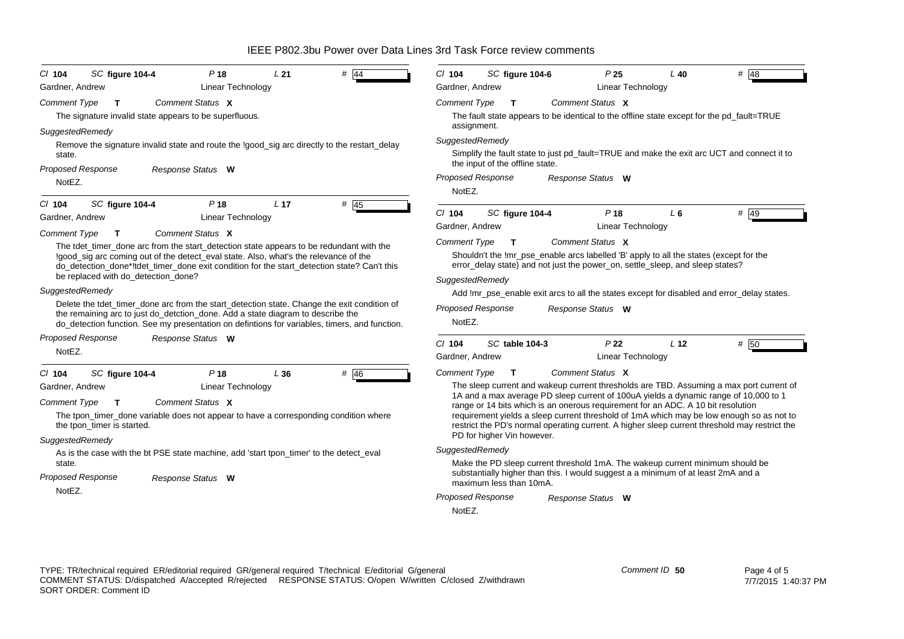## Cl 104 SC figure 104-4 P 18 L 21 # 44

Gardner, Andrew — Linear Technology

*Comment Type* **T** — *Comment Status* **X**

The signature invalid state appears to be superfluous.

*SuggestedRemedy*

Remove the signature invalid state and route the !good_sig arc directly to the restart_delay state.

*Proposed Response* — *Response Status* **W**

NotEZ.

---

## Cl 104 SC figure 104-4 P 18 L 17 # 45

Gardner, Andrew — Linear Technology

*Comment Type* **T** — *Comment Status* **X**

The tdet_timer_done arc from the start_detection state appears to be redundant with the !good_sig arc coming out of the detect_eval state. Also, what's the relevance of the do_detection_done*!tdet_timer_done exit condition for the start_detection state? Can't this be replaced with do_detection_done?

*SuggestedRemedy*

Delete the tdet_timer_done arc from the start_detection state. Change the exit condition of the remaining arc to just do_detction_done. Add a state diagram to describe the do_detection function. See my presentation on defintions for variables, timers, and function.

*Proposed Response* — *Response Status* **W**

NotEZ.

---

## Cl 104 SC figure 104-4 P 18 L 36 # 46

Gardner, Andrew — Linear Technology

*Comment Type* **T** — *Comment Status* **X**

The tpon_timer_done variable does not appear to have a corresponding condition where the tpon_timer is started.

*SuggestedRemedy*

As is the case with the bt PSE state machine, add 'start tpon_timer' to the detect_eval state.

*Proposed Response* — *Response Status* **W**

NotEZ.

---

## Cl 104 SC figure 104-6 P 25 L 40 # 48

Gardner, Andrew — Linear Technology

*Comment Type* **T** — *Comment Status* **X**

The fault state appears to be identical to the offline state except for the pd_fault=TRUE assignment.

*SuggestedRemedy*

Simplify the fault state to just pd_fault=TRUE and make the exit arc UCT and connect it to the input of the offline state.

*Proposed Response* — *Response Status* **W**

NotEZ.

---

## Cl 104 SC figure 104-4 P 18 L 6 # 49

Gardner, Andrew — Linear Technology

*Comment Type* **T** — *Comment Status* **X**

Shouldn't the !mr_pse_enable arcs labelled 'B' apply to all the states (except for the error_delay state) and not just the power_on, settle_sleep, and sleep states?

*SuggestedRemedy*

Add !mr_pse_enable exit arcs to all the states except for disabled and error_delay states.

*Proposed Response* — *Response Status* **W**

NotEZ.

---

## Cl 104 SC table 104-3 P 22 L 12 # 50

Gardner, Andrew — Linear Technology

*Comment Type* **T** — *Comment Status* **X**

The sleep current and wakeup current thresholds are TBD. Assuming a max port current of 1A and a max average PD sleep current of 100uA yields a dynamic range of 10,000 to 1 range or 14 bits which is an onerous requirement for an ADC. A 10 bit resolution requirement yields a sleep current threshold of 1mA which may be low enough so as not to restrict the PD's normal operating current. A higher sleep current threshold may restrict the PD for higher Vin however.

*SuggestedRemedy*

Make the PD sleep current threshold 1mA. The wakeup current minimum should be substantially higher than this. I would suggest a a minimum of at least 2mA and a maximum less than 10mA.

*Proposed Response* — *Response Status* **W**

NotEZ.

---

TYPE: TR/technical required ER/editorial required GR/general required T/technical E/editorial G/general
COMMENT STATUS: D/dispatched A/accepted R/rejected RESPONSE STATUS: O/open W/written C/closed Z/withdrawn
SORT ORDER: Comment ID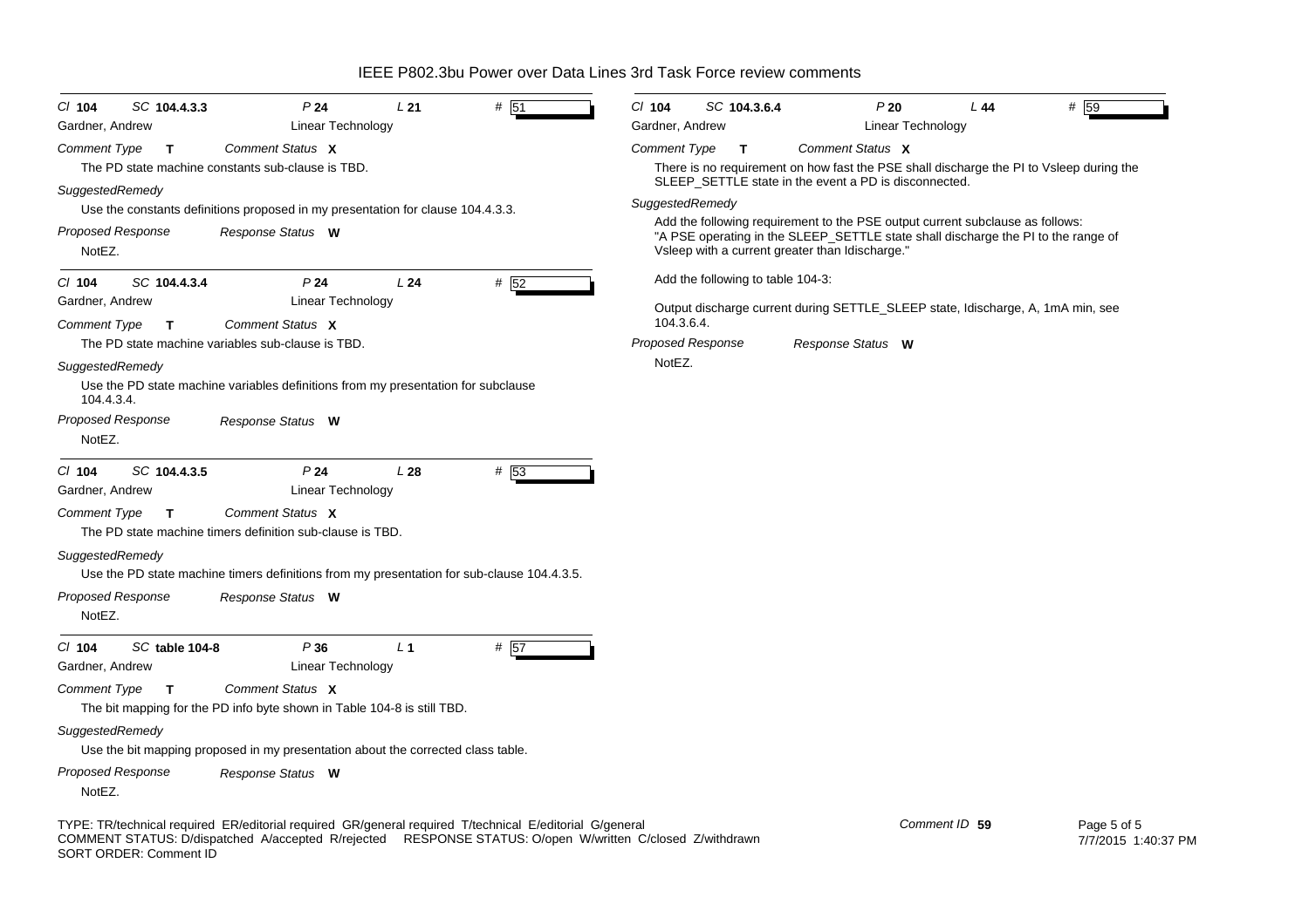# IEEE P802.3bu Power over Data Lines 3rd Task Force review comments

Cl **104** SC **104.4.3.3** P **24** L **21** # 51

Gardner, Andrew — Linear Technology

*Comment Type* **T** *Comment Status* **X**

The PD state machine constants sub-clause is TBD.

*SuggestedRemedy*

Use the constants definitions proposed in my presentation for clause 104.4.3.3.

*Proposed Response* *Response Status* **W**

NotEZ.

---

Cl **104** SC **104.4.3.4** P **24** L **24** # 52

Gardner, Andrew — Linear Technology

*Comment Type* **T** *Comment Status* **X**

The PD state machine variables sub-clause is TBD.

*SuggestedRemedy*

Use the PD state machine variables definitions from my presentation for subclause 104.4.3.4.

*Proposed Response* *Response Status* **W**

NotEZ.

---

Cl **104** SC **104.4.3.5** P **24** L **28** # 53

Gardner, Andrew — Linear Technology

*Comment Type* **T** *Comment Status* **X**

The PD state machine timers definition sub-clause is TBD.

*SuggestedRemedy*

Use the PD state machine timers definitions from my presentation for sub-clause 104.4.3.5.

*Proposed Response* *Response Status* **W**

NotEZ.

---

Cl **104** SC **table 104-8** P **36** L **1** # 57

Gardner, Andrew — Linear Technology

*Comment Type* **T** *Comment Status* **X**

The bit mapping for the PD info byte shown in Table 104-8 is still TBD.

*SuggestedRemedy*

Use the bit mapping proposed in my presentation about the corrected class table.

*Proposed Response* *Response Status* **W**

NotEZ.

---

Cl **104** SC **104.3.6.4** P **20** L **44** # 59

Gardner, Andrew — Linear Technology

*Comment Type* **T** *Comment Status* **X**

There is no requirement on how fast the PSE shall discharge the PI to Vsleep during the SLEEP_SETTLE state in the event a PD is disconnected.

*SuggestedRemedy*

Add the following requirement to the PSE output current subclause as follows:
"A PSE operating in the SLEEP_SETTLE state shall discharge the PI to the range of Vsleep with a current greater than Idischarge."

Add the following to table 104-3:

Output discharge current during SETTLE_SLEEP state, Idischarge, A, 1mA min, see 104.3.6.4.

*Proposed Response* *Response Status* **W**

NotEZ.

---

TYPE: TR/technical required ER/editorial required GR/general required T/technical E/editorial G/general
COMMENT STATUS: D/dispatched A/accepted R/rejected RESPONSE STATUS: O/open W/written C/closed Z/withdrawn
SORT ORDER: Comment ID

Comment ID **59**